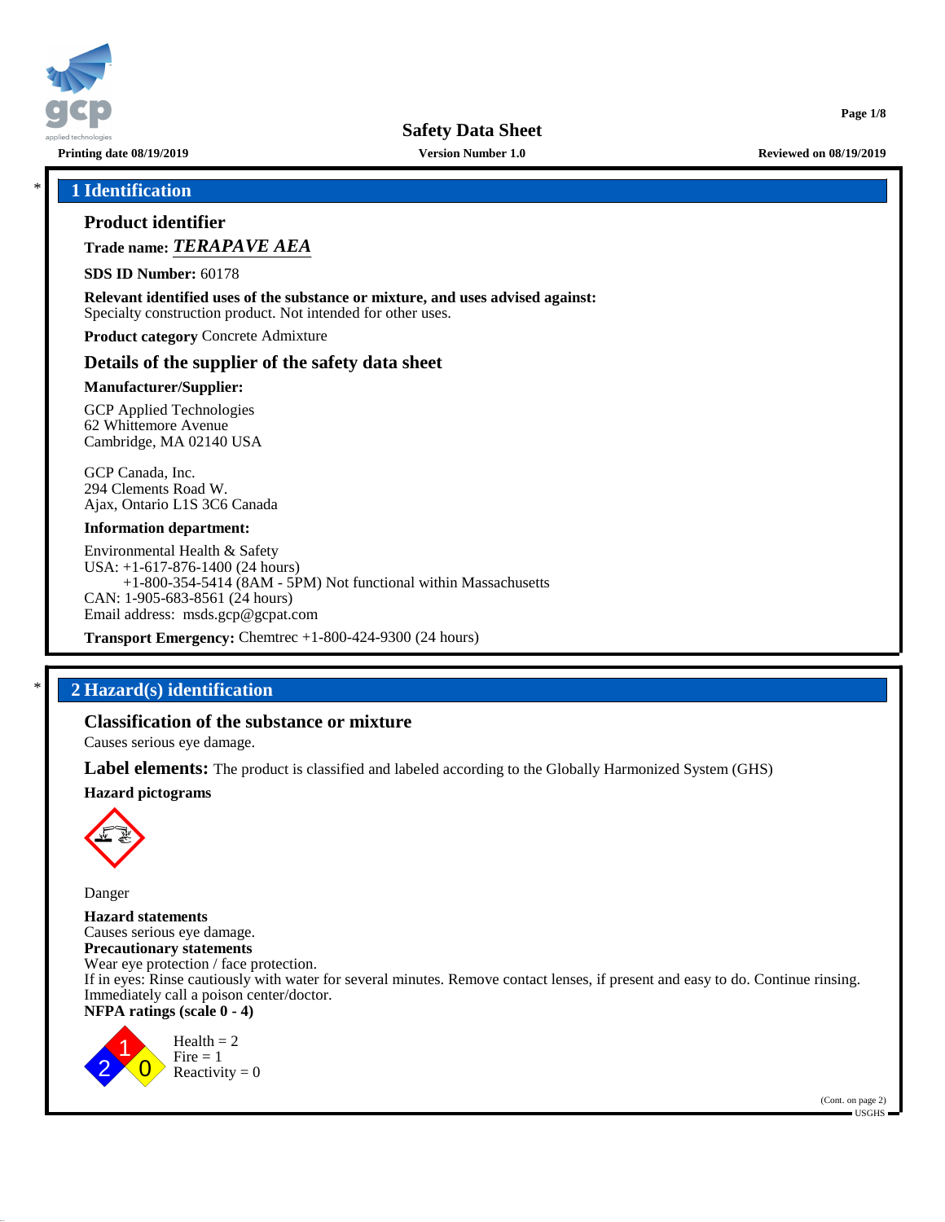# Safety Data Sheet

**Printing date 08/19/2019** | **Version Number 1.0** | **Reviewed on 08/19/2019**

## 1 Identification

### Product identifier

**Trade name:** ***TERAPAVE AEA***

**SDS ID Number:** 60178

**Relevant identified uses of the substance or mixture, and uses advised against:**
Specialty construction product. Not intended for other uses.

**Product category** Concrete Admixture

### Details of the supplier of the safety data sheet

**Manufacturer/Supplier:**

GCP Applied Technologies
62 Whittemore Avenue
Cambridge, MA 02140 USA

GCP Canada, Inc.
294 Clements Road W.
Ajax, Ontario L1S 3C6 Canada

**Information department:**

Environmental Health & Safety
USA: +1-617-876-1400 (24 hours)
+1-800-354-5414 (8AM - 5PM) Not functional within Massachusetts
CAN: 1-905-683-8561 (24 hours)
Email address: msds.gcp@gcpat.com

**Transport Emergency:** Chemtrec +1-800-424-9300 (24 hours)

## 2 Hazard(s) identification

### Classification of the substance or mixture

Causes serious eye damage.

**Label elements:** The product is classified and labeled according to the Globally Harmonized System (GHS)

**Hazard pictograms**

Danger

**Hazard statements**
Causes serious eye damage.
**Precautionary statements**
Wear eye protection / face protection.
If in eyes: Rinse cautiously with water for several minutes. Remove contact lenses, if present and easy to do. Continue rinsing.
Immediately call a poison center/doctor.
**NFPA ratings (scale 0 - 4)**

Health = 2
Fire = 1
Reactivity = 0

(Cont. on page 2)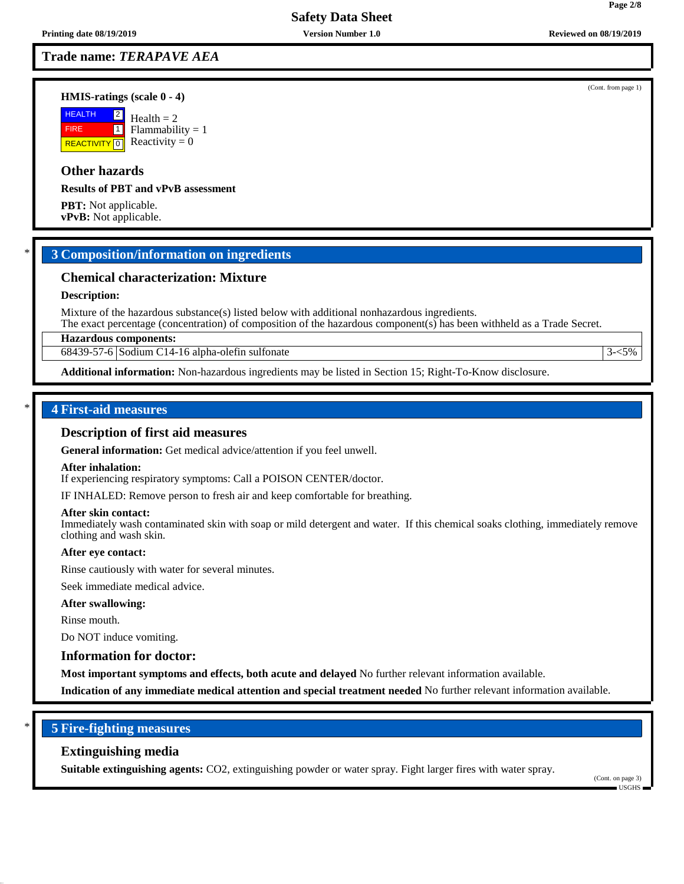**Trade name:** ***TERAPAVE AEA***

(Cont. from page 1)

**HMIS-ratings (scale 0 - 4)**

| | | |
|---|---|---|
| HEALTH | 2 | Health = 2 |
| FIRE | 1 | Flammability = 1 |
| REACTIVITY | 0 | Reactivity = 0 |

### Other hazards

**Results of PBT and vPvB assessment**

**PBT:** Not applicable.
**vPvB:** Not applicable.

## 3 Composition/information on ingredients

### Chemical characterization: Mixture

**Description:**

Mixture of the hazardous substance(s) listed below with additional nonhazardous ingredients.
The exact percentage (concentration) of composition of the hazardous component(s) has been withheld as a Trade Secret.

| Hazardous components: | | |
|---|---|---|
| 68439-57-6 | Sodium C14-16 alpha-olefin sulfonate | 3-<5% |

**Additional information:** Non-hazardous ingredients may be listed in Section 15; Right-To-Know disclosure.

## 4 First-aid measures

### Description of first aid measures

**General information:** Get medical advice/attention if you feel unwell.

**After inhalation:**
If experiencing respiratory symptoms: Call a POISON CENTER/doctor.

IF INHALED: Remove person to fresh air and keep comfortable for breathing.

**After skin contact:**
Immediately wash contaminated skin with soap or mild detergent and water. If this chemical soaks clothing, immediately remove clothing and wash skin.

**After eye contact:**

Rinse cautiously with water for several minutes.

Seek immediate medical advice.

**After swallowing:**

Rinse mouth.

Do NOT induce vomiting.

### Information for doctor:

**Most important symptoms and effects, both acute and delayed** No further relevant information available.

**Indication of any immediate medical attention and special treatment needed** No further relevant information available.

## 5 Fire-fighting measures

### Extinguishing media

**Suitable extinguishing agents:** $CO_2$, extinguishing powder or water spray. Fight larger fires with water spray.

(Cont. on page 3)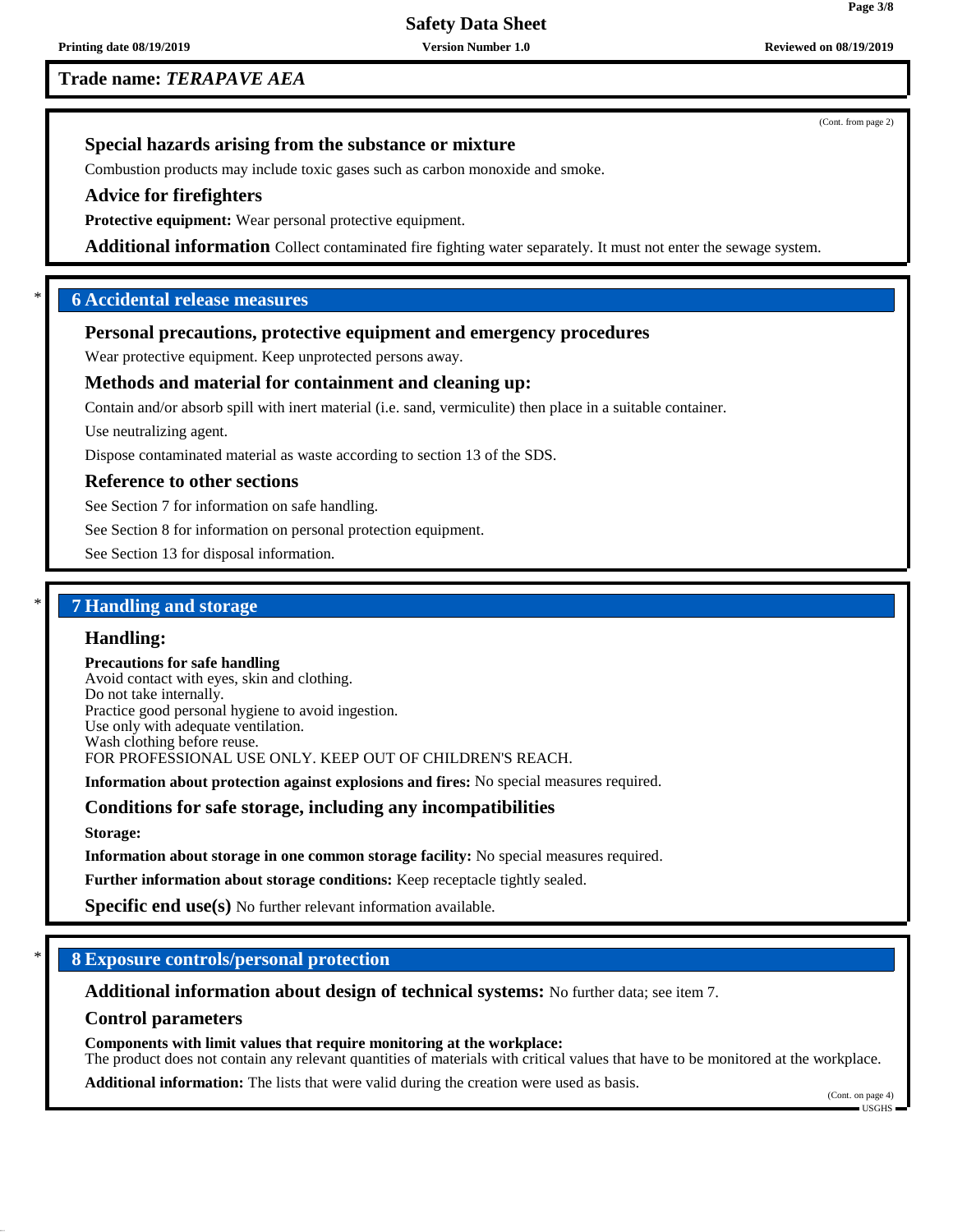**Trade name: *TERAPAVE AEA***

(Cont. from page 2)

### Special hazards arising from the substance or mixture

Combustion products may include toxic gases such as carbon monoxide and smoke.

### Advice for firefighters

**Protective equipment:** Wear personal protective equipment.

**Additional information** Collect contaminated fire fighting water separately. It must not enter the sewage system.

## * 6 Accidental release measures

### Personal precautions, protective equipment and emergency procedures

Wear protective equipment. Keep unprotected persons away.

### Methods and material for containment and cleaning up:

Contain and/or absorb spill with inert material (i.e. sand, vermiculite) then place in a suitable container.

Use neutralizing agent.

Dispose contaminated material as waste according to section 13 of the SDS.

### Reference to other sections

See Section 7 for information on safe handling.

See Section 8 for information on personal protection equipment.

See Section 13 for disposal information.

## * 7 Handling and storage

### Handling:

**Precautions for safe handling**
Avoid contact with eyes, skin and clothing.
Do not take internally.
Practice good personal hygiene to avoid ingestion.
Use only with adequate ventilation.
Wash clothing before reuse.
FOR PROFESSIONAL USE ONLY. KEEP OUT OF CHILDREN'S REACH.

**Information about protection against explosions and fires:** No special measures required.

### Conditions for safe storage, including any incompatibilities

**Storage:**

**Information about storage in one common storage facility:** No special measures required.

**Further information about storage conditions:** Keep receptacle tightly sealed.

**Specific end use(s)** No further relevant information available.

## * 8 Exposure controls/personal protection

**Additional information about design of technical systems:** No further data; see item 7.

### Control parameters

**Components with limit values that require monitoring at the workplace:**
The product does not contain any relevant quantities of materials with critical values that have to be monitored at the workplace.

**Additional information:** The lists that were valid during the creation were used as basis.

(Cont. on page 4)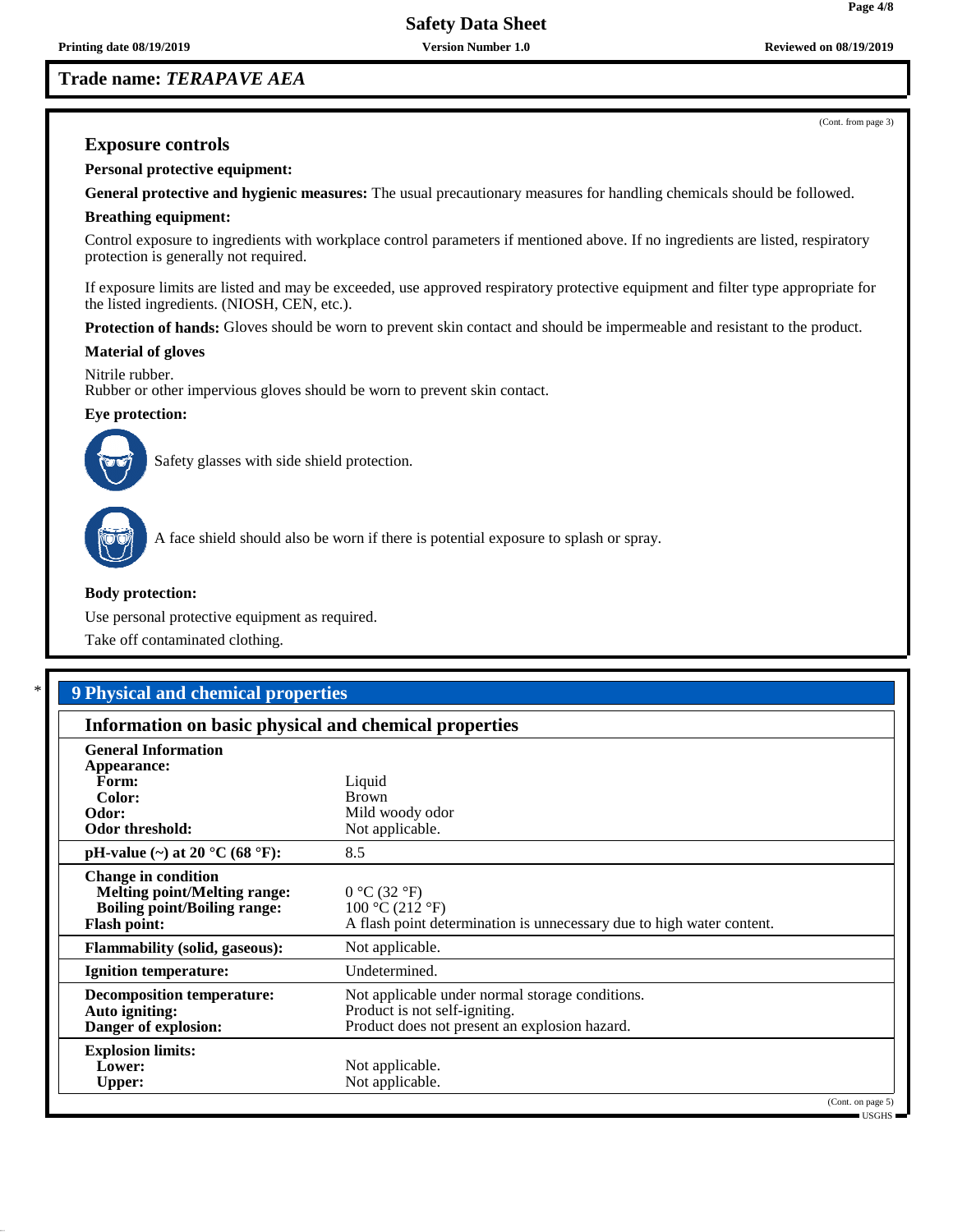**Trade name: *TERAPAVE AEA***

(Cont. from page 3)

### Exposure controls

**Personal protective equipment:**

**General protective and hygienic measures:** The usual precautionary measures for handling chemicals should be followed.

**Breathing equipment:**

Control exposure to ingredients with workplace control parameters if mentioned above. If no ingredients are listed, respiratory protection is generally not required.

If exposure limits are listed and may be exceeded, use approved respiratory protective equipment and filter type appropriate for the listed ingredients. (NIOSH, CEN, etc.).

**Protection of hands:** Gloves should be worn to prevent skin contact and should be impermeable and resistant to the product.

**Material of gloves**

Nitrile rubber.
Rubber or other impervious gloves should be worn to prevent skin contact.

**Eye protection:**

Safety glasses with side shield protection.

A face shield should also be worn if there is potential exposure to splash or spray.

**Body protection:**

Use personal protective equipment as required.

Take off contaminated clothing.

## * 9 Physical and chemical properties

### Information on basic physical and chemical properties

| | |
|---|---|
| **General Information** | |
| **Appearance:** | |
| **Form:** | Liquid |
| **Color:** | Brown |
| **Odor:** | Mild woody odor |
| **Odor threshold:** | Not applicable. |
| **pH-value (~) at 20 °C (68 °F):** | 8.5 |
| **Change in condition** | |
| **Melting point/Melting range:** | 0 °C (32 °F) |
| **Boiling point/Boiling range:** | 100 °C (212 °F) |
| **Flash point:** | A flash point determination is unnecessary due to high water content. |
| **Flammability (solid, gaseous):** | Not applicable. |
| **Ignition temperature:** | Undetermined. |
| **Decomposition temperature:** | Not applicable under normal storage conditions. |
| **Auto igniting:** | Product is not self-igniting. |
| **Danger of explosion:** | Product does not present an explosion hazard. |
| **Explosion limits:** | |
| **Lower:** | Not applicable. |
| **Upper:** | Not applicable. |

(Cont. on page 5)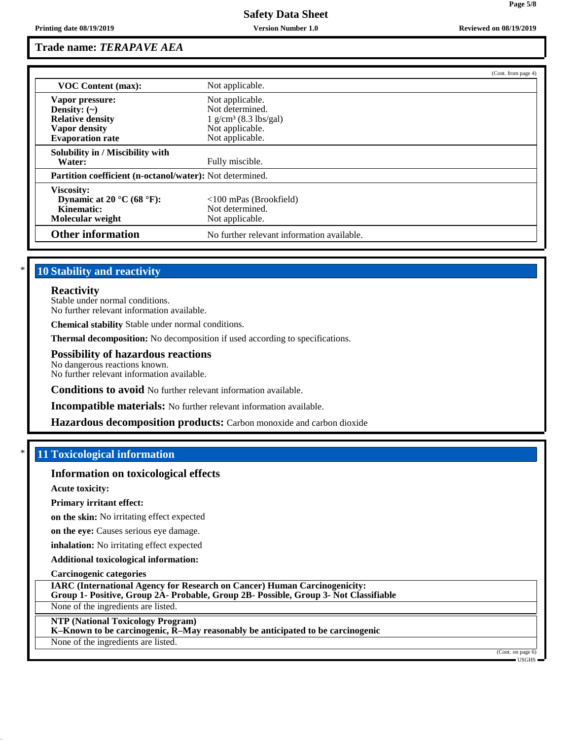**Trade name: *TERAPAVE AEA***

(Cont. from page 4)

| | |
|---|---|
| **VOC Content (max):** | Not applicable. |
| **Vapor pressure:** | Not applicable. |
| **Density: (~)** | Not determined. |
| **Relative density** | 1 g/cm³ (8.3 lbs/gal) |
| **Vapor density** | Not applicable. |
| **Evaporation rate** | Not applicable. |
| **Solubility in / Miscibility with Water:** | Fully miscible. |
| **Partition coefficient (n-octanol/water):** | Not determined. |
| **Viscosity:** | |
| **Dynamic at 20 °C (68 °F):** | <100 mPas (Brookfield) |
| **Kinematic:** | Not determined. |
| **Molecular weight** | Not applicable. |
| **Other information** | No further relevant information available. |

## * 10 Stability and reactivity

### Reactivity
Stable under normal conditions.
No further relevant information available.

**Chemical stability** Stable under normal conditions.

**Thermal decomposition:** No decomposition if used according to specifications.

### Possibility of hazardous reactions
No dangerous reactions known.
No further relevant information available.

**Conditions to avoid** No further relevant information available.

**Incompatible materials:** No further relevant information available.

**Hazardous decomposition products:** Carbon monoxide and carbon dioxide

## * 11 Toxicological information

### Information on toxicological effects

**Acute toxicity:**

**Primary irritant effect:**

**on the skin:** No irritating effect expected

**on the eye:** Causes serious eye damage.

**inhalation:** No irritating effect expected

**Additional toxicological information:**

**Carcinogenic categories**

**IARC (International Agency for Research on Cancer) Human Carcinogenicity:**
**Group 1- Positive, Group 2A- Probable, Group 2B- Possible, Group 3- Not Classifiable**

None of the ingredients are listed.

**NTP (National Toxicology Program)**
**K–Known to be carcinogenic, R–May reasonably be anticipated to be carcinogenic**

None of the ingredients are listed.

(Cont. on page 6)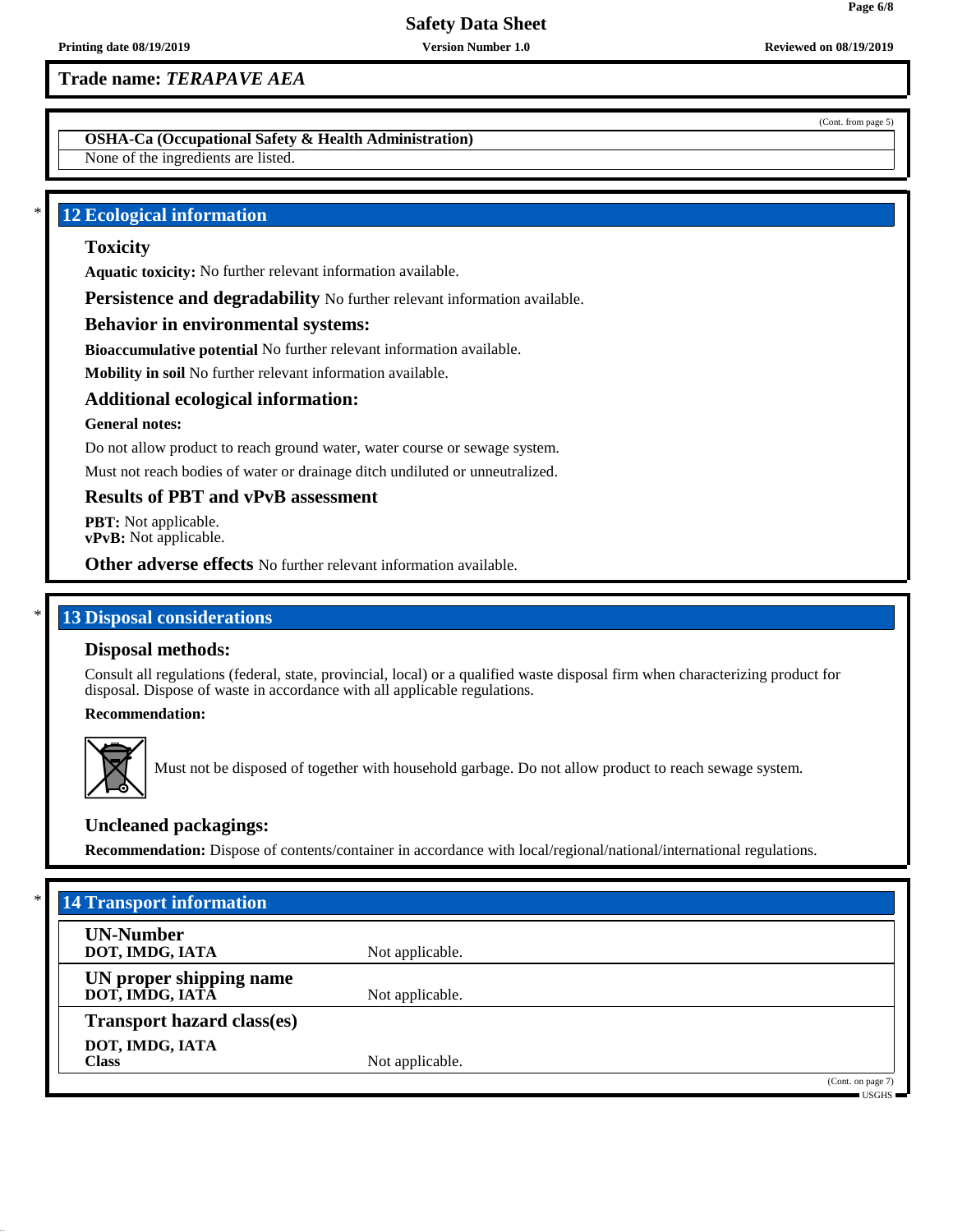**Trade name:** ***TERAPAVE AEA***

(Cont. from page 5)

**OSHA-Ca (Occupational Safety & Health Administration)**

None of the ingredients are listed.

## 12 Ecological information

### Toxicity

**Aquatic toxicity:** No further relevant information available.

**Persistence and degradability** No further relevant information available.

### Behavior in environmental systems:

**Bioaccumulative potential** No further relevant information available.

**Mobility in soil** No further relevant information available.

### Additional ecological information:

**General notes:**

Do not allow product to reach ground water, water course or sewage system.

Must not reach bodies of water or drainage ditch undiluted or unneutralized.

### Results of PBT and vPvB assessment

**PBT:** Not applicable.
**vPvB:** Not applicable.

**Other adverse effects** No further relevant information available.

## 13 Disposal considerations

### Disposal methods:

Consult all regulations (federal, state, provincial, local) or a qualified waste disposal firm when characterizing product for disposal. Dispose of waste in accordance with all applicable regulations.

**Recommendation:**

Must not be disposed of together with household garbage. Do not allow product to reach sewage system.

### Uncleaned packagings:

**Recommendation:** Dispose of contents/container in accordance with local/regional/national/international regulations.

## 14 Transport information

| | |
|---|---|
| **UN-Number**<br>**DOT, IMDG, IATA** | Not applicable. |
| **UN proper shipping name**<br>**DOT, IMDG, IATA** | Not applicable. |
| **Transport hazard class(es)** | |
| **DOT, IMDG, IATA**<br>**Class** | Not applicable. |

(Cont. on page 7)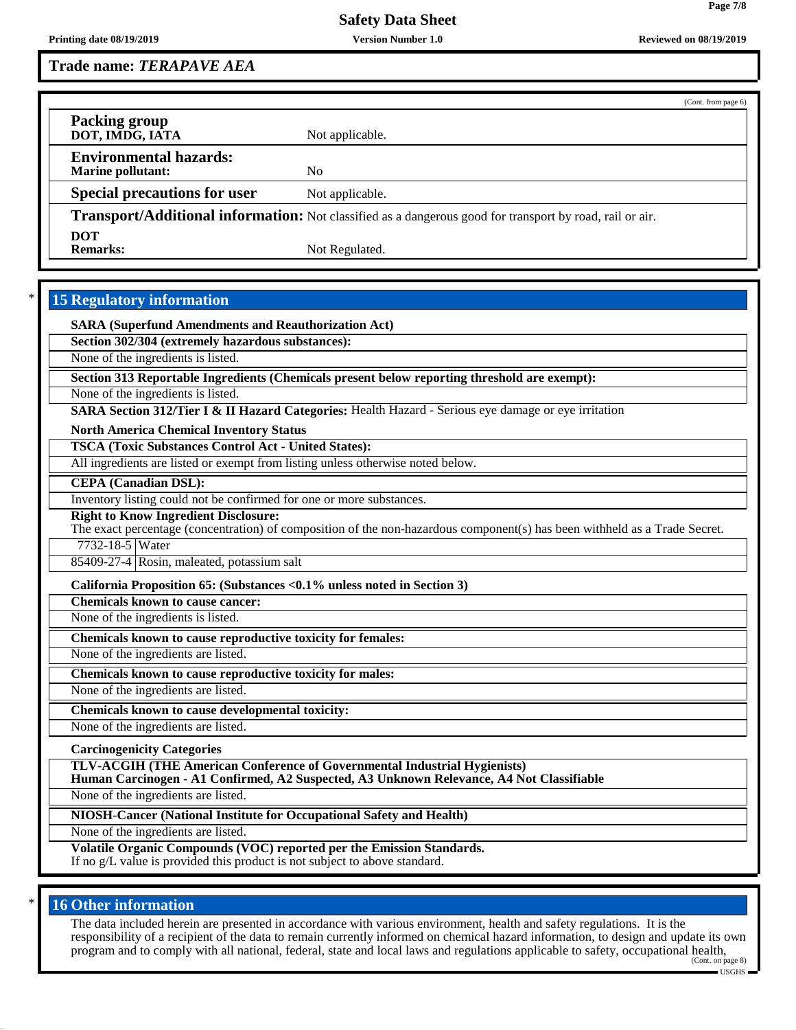**Trade name: *TERAPAVE AEA***

(Cont. from page 6)

**Packing group**
**DOT, IMDG, IATA** Not applicable.

**Environmental hazards:**
**Marine pollutant:** No

**Special precautions for user** Not applicable.

**Transport/Additional information:** Not classified as a dangerous good for transport by road, rail or air.

**DOT**
**Remarks:** Not Regulated.

## 15 Regulatory information

**SARA (Superfund Amendments and Reauthorization Act)**

**Section 302/304 (extremely hazardous substances):**

None of the ingredients is listed.

**Section 313 Reportable Ingredients (Chemicals present below reporting threshold are exempt):**

None of the ingredients is listed.

**SARA Section 312/Tier I & II Hazard Categories:** Health Hazard - Serious eye damage or eye irritation

**North America Chemical Inventory Status**

**TSCA (Toxic Substances Control Act - United States):**

All ingredients are listed or exempt from listing unless otherwise noted below.

**CEPA (Canadian DSL):**

Inventory listing could not be confirmed for one or more substances.

**Right to Know Ingredient Disclosure:**

The exact percentage (concentration) of composition of the non-hazardous component(s) has been withheld as a Trade Secret.

| | |
|---|---|
| 7732-18-5 | Water |
| 85409-27-4 | Rosin, maleated, potassium salt |

**California Proposition 65: (Substances <0.1% unless noted in Section 3)**

**Chemicals known to cause cancer:**

None of the ingredients is listed.

**Chemicals known to cause reproductive toxicity for females:**

None of the ingredients are listed.

**Chemicals known to cause reproductive toxicity for males:**

None of the ingredients are listed.

**Chemicals known to cause developmental toxicity:**

None of the ingredients are listed.

**Carcinogenicity Categories**

**TLV-ACGIH (THE American Conference of Governmental Industrial Hygienists)**
**Human Carcinogen - A1 Confirmed, A2 Suspected, A3 Unknown Relevance, A4 Not Classifiable**

None of the ingredients are listed.

**NIOSH-Cancer (National Institute for Occupational Safety and Health)**

None of the ingredients are listed.

**Volatile Organic Compounds (VOC) reported per the Emission Standards.**
If no g/L value is provided this product is not subject to above standard.

## 16 Other information

The data included herein are presented in accordance with various environment, health and safety regulations. It is the responsibility of a recipient of the data to remain currently informed on chemical hazard information, to design and update its own program and to comply with all national, federal, state and local laws and regulations applicable to safety, occupational health,

(Cont. on page 8)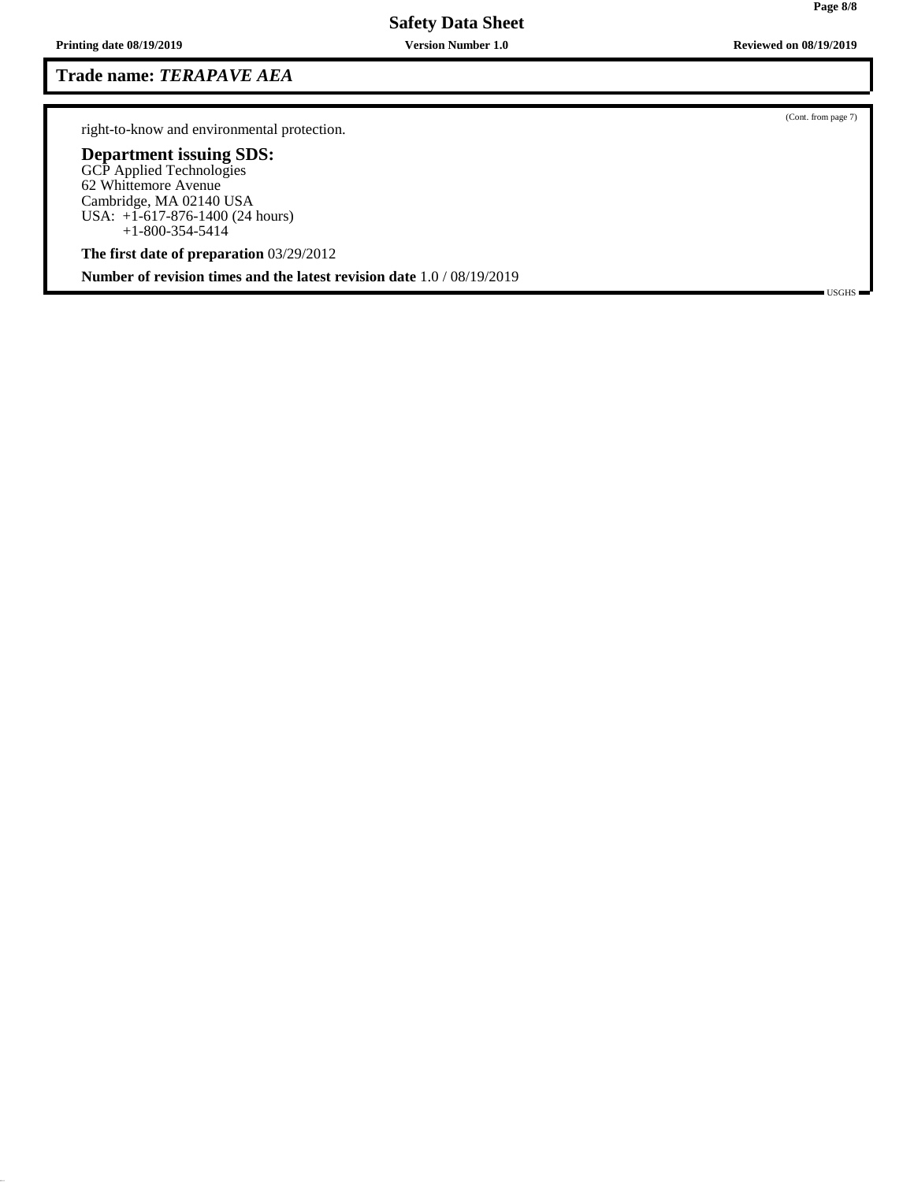right-to-know and environmental protection.

## Department issuing SDS:

GCP Applied Technologies
62 Whittemore Avenue
Cambridge, MA 02140 USA
USA: +1-617-876-1400 (24 hours)
+1-800-354-5414

**The first date of preparation** 03/29/2012

**Number of revision times and the latest revision date** 1.0 / 08/19/2019